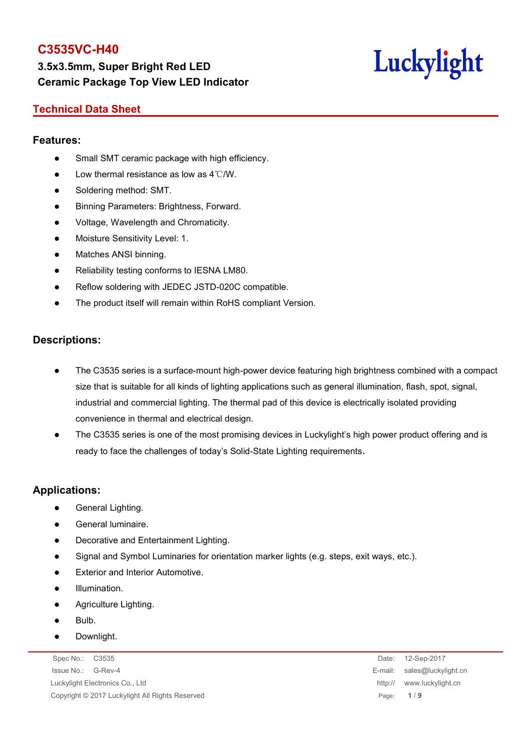# C3535VC-H40

## 3.5x3.5mm, Super Bright Red LED
## Ceramic Package Top View LED Indicator

Luckylight

## Technical Data Sheet

### Features:

- Small SMT ceramic package with high efficiency.
- Low thermal resistance as low as 4℃/W.
- Soldering method: SMT.
- Binning Parameters: Brightness, Forward.
- Voltage, Wavelength and Chromaticity.
- Moisture Sensitivity Level: 1.
- Matches ANSI binning.
- Reliability testing conforms to IESNA LM80.
- Reflow soldering with JEDEC JSTD-020C compatible.
- The product itself will remain within RoHS compliant Version.

### Descriptions:

- The C3535 series is a surface-mount high-power device featuring high brightness combined with a compact size that is suitable for all kinds of lighting applications such as general illumination, flash, spot, signal, industrial and commercial lighting. The thermal pad of this device is electrically isolated providing convenience in thermal and electrical design.
- The C3535 series is one of the most promising devices in Luckylight's high power product offering and is ready to face the challenges of today's Solid-State Lighting requirements.

### Applications:

- General Lighting.
- General luminaire.
- Decorative and Entertainment Lighting.
- Signal and Symbol Luminaries for orientation marker lights (e.g. steps, exit ways, etc.).
- Exterior and Interior Automotive.
- Illumination.
- Agriculture Lighting.
- Bulb.
- Downlight.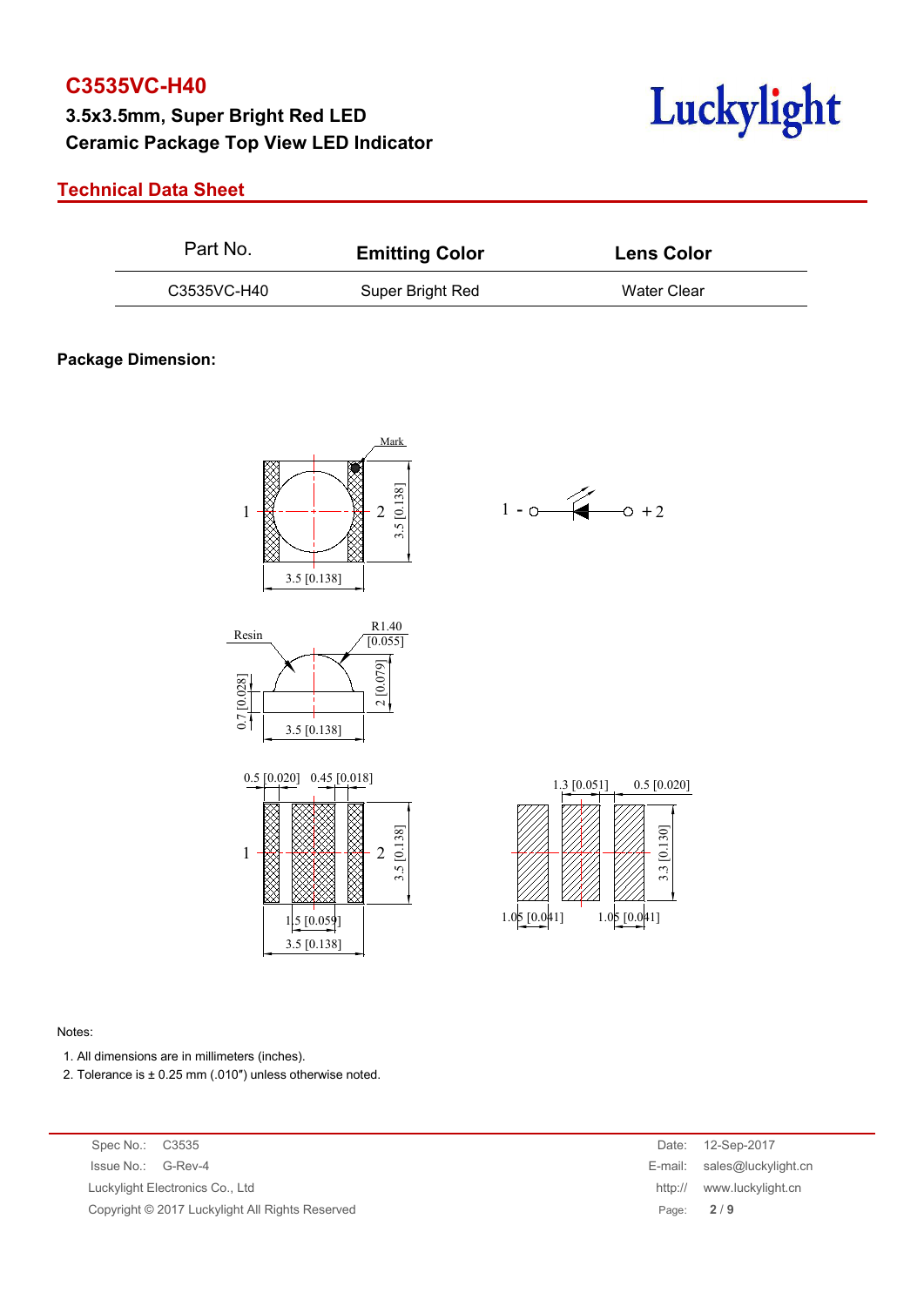# C3535VC-H40

**3.5x3.5mm, Super Bright Red LED**
**Ceramic Package Top View LED Indicator**

## Technical Data Sheet

| Part No. | Emitting Color | Lens Color |
|---|---|---|
| C3535VC-H40 | Super Bright Red | Water Clear |

**Package Dimension:**

Notes:

1. All dimensions are in millimeters (inches).
2. Tolerance is ± 0.25 mm (.010″) unless otherwise noted.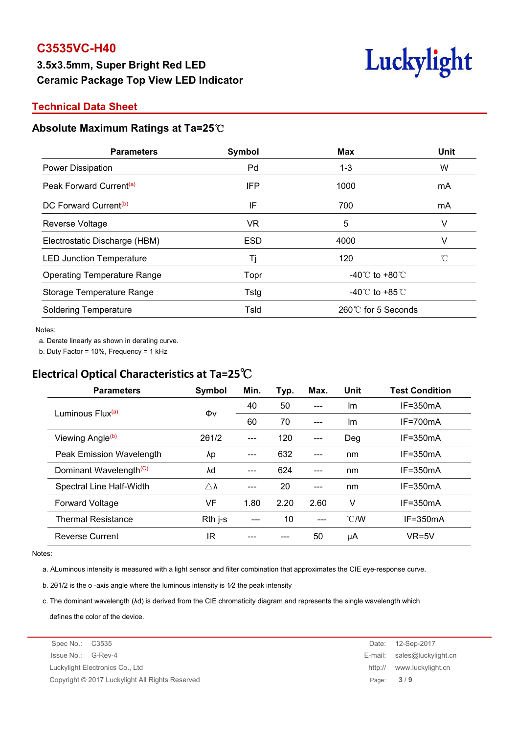# C3535VC-H40

**3.5x3.5mm, Super Bright Red LED**
**Ceramic Package Top View LED Indicator**

Luckylight

## Technical Data Sheet

### Absolute Maximum Ratings at Ta=25℃

| Parameters | Symbol | Max | Unit |
|---|---|---|---|
| Power Dissipation | Pd | 1-3 | W |
| Peak Forward Current[(a)] | IFP | 1000 | mA |
| DC Forward Current[(b)] | IF | 700 | mA |
| Reverse Voltage | VR | 5 | V |
| Electrostatic Discharge (HBM) | ESD | 4000 | V |
| LED Junction Temperature | Tj | 120 | ℃ |
| Operating Temperature Range | Topr | -40℃ to +80℃ | |
| Storage Temperature Range | Tstg | -40℃ to +85℃ | |
| Soldering Temperature | Tsld | 260℃ for 5 Seconds | |

Notes:

a. Derate linearly as shown in derating curve.

b. Duty Factor = 10%, Frequency = 1 kHz

### Electrical Optical Characteristics at Ta=25℃

| Parameters | Symbol | Min. | Typ. | Max. | Unit | Test Condition |
|---|---|---|---|---|---|---|
| Luminous Flux[(a)] | Φv | 40 | 50 | --- | lm | IF=350mA |
| | | 60 | 70 | --- | lm | IF=700mA |
| Viewing Angle[(b)] | 2θ1/2 | --- | 120 | --- | Deg | IF=350mA |
| Peak Emission Wavelength | λp | --- | 632 | --- | nm | IF=350mA |
| Dominant Wavelength[(C)] | λd | --- | 624 | --- | nm | IF=350mA |
| Spectral Line Half-Width | △λ | --- | 20 | --- | nm | IF=350mA |
| Forward Voltage | VF | 1.80 | 2.20 | 2.60 | V | IF=350mA |
| Thermal Resistance | Rth j-s | --- | 10 | --- | ℃/W | IF=350mA |
| Reverse Current | IR | --- | --- | 50 | μA | VR=5V |

Notes:

a. ALuminous intensity is measured with a light sensor and filter combination that approximates the CIE eye-response curve.

b. 2θ1/2 is the o -axis angle where the luminous intensity is 1⁄2 the peak intensity

c. The dominant wavelength (λd) is derived from the CIE chromaticity diagram and represents the single wavelength which defines the color of the device.

Spec No.: C3535
Issue No.: G-Rev-4
Luckylight Electronics Co., Ltd
Copyright © 2017 Luckylight All Rights Reserved

Date: 12-Sep-2017
E-mail: sales@luckylight.cn
http:// www.luckylight.cn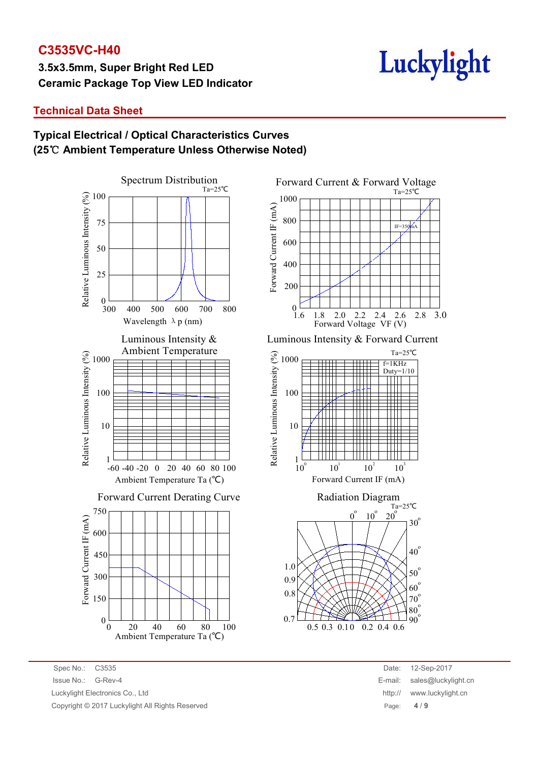# C3535VC-H40

**3.5x3.5mm, Super Bright Red LED**
**Ceramic Package Top View LED Indicator**

## Technical Data Sheet

### Typical Electrical / Optical Characteristics Curves
### (25℃ Ambient Temperature Unless Otherwise Noted)

Spectrum Distribution
Ta=25℃
Relative Luminous Intensity (%)
Wavelength λp (nm)

Forward Current & Forward Voltage
Ta=25℃
IF=350mA
Forward Current IF (mA)
Forward Voltage VF (V)

Luminous Intensity & Ambient Temperature
Relative Luminous Intensity (%)
Ambient Temperature Ta (℃)

Luminous Intensity & Forward Current
Ta=25℃
f=1KHz
Duty=1/10
Relative Luminous Intensity (%)
Forward Current IF (mA)

Forward Current Derating Curve
Forward Current IF (mA)
Ambient Temperature Ta (℃)

Radiation Diagram
Ta=25℃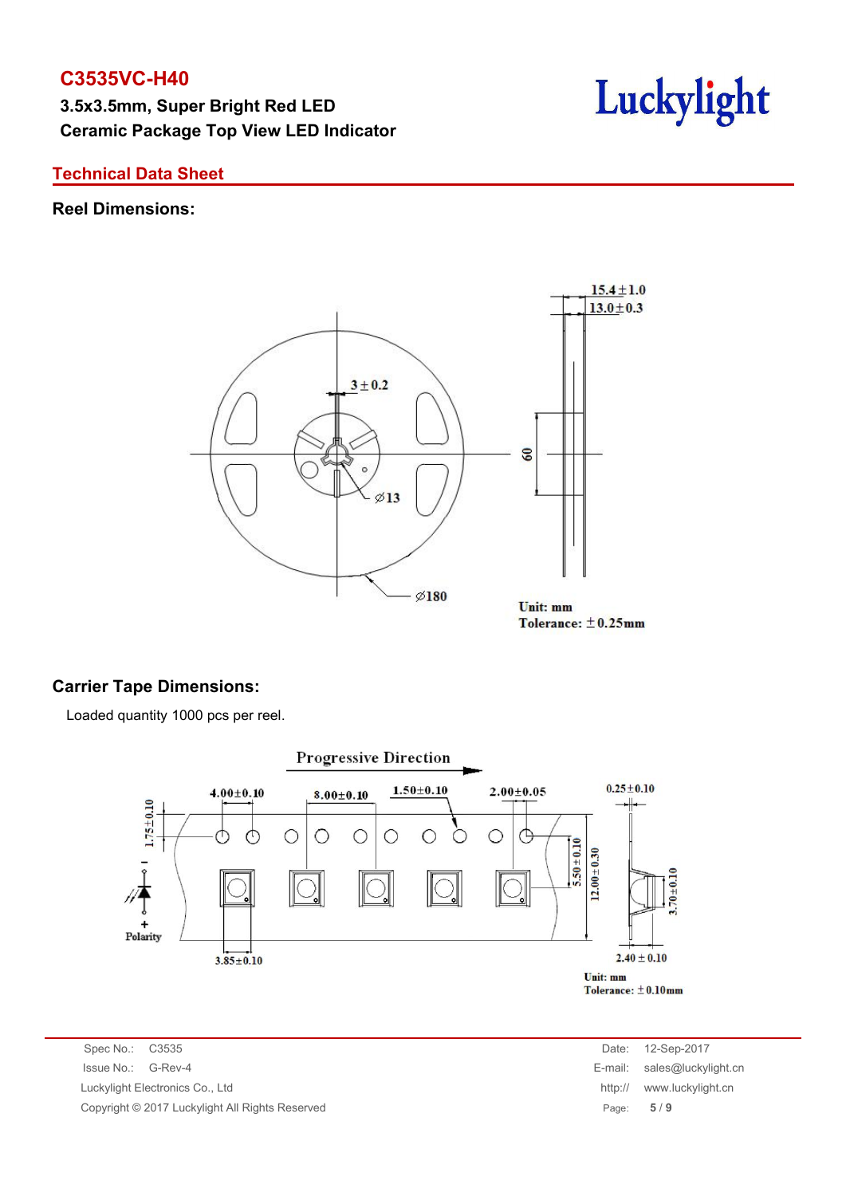# C3535VC-H40

**3.5x3.5mm, Super Bright Red LED**
**Ceramic Package Top View LED Indicator**

## Technical Data Sheet

### Reel Dimensions:

15.4±1.0
13.0±0.3
3±0.2
60
∅13
∅180

Unit: mm
Tolerance: ±0.25mm

### Carrier Tape Dimensions:

Loaded quantity 1000 pcs per reel.

Progressive Direction

4.00±0.10
8.00±0.10
1.50±0.10
2.00±0.05
0.25±0.10
1.75±0.10
5.50±0.10
12.00±0.30
3.70±0.10
Polarity
3.85±0.10
2.40±0.10

Unit: mm
Tolerance: ±0.10mm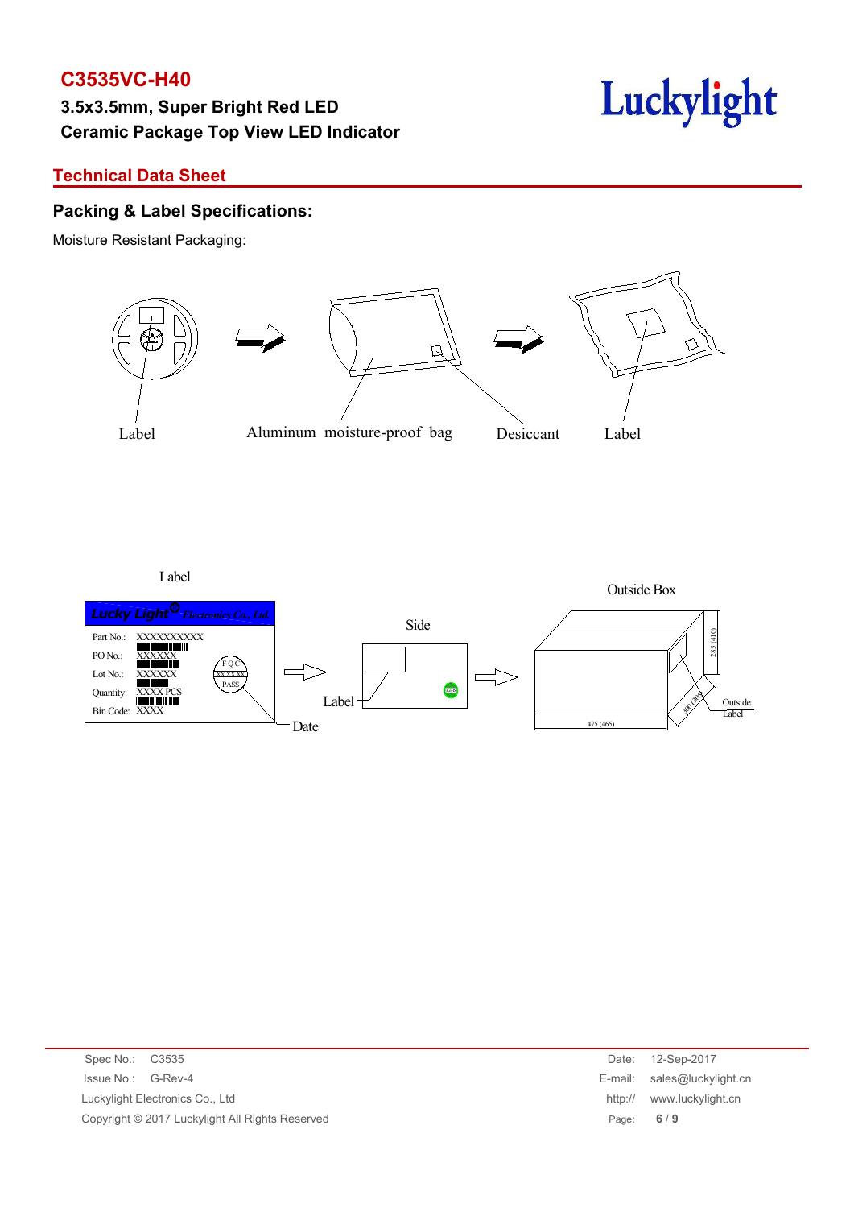## Packing & Label Specifications:

Moisture Resistant Packaging:

Label

Aluminum moisture-proof bag

Desiccant

Label

Label

Lucky Light Electronics Co., Ltd

Part No.: XXXXXXXXXX

PO No.: XXXXXX

Lot No.: XXXXXX

Quantity: XXXX PCS

Bin Code: XXXX

FQC XXXXXX PASS

Date

Side

Label

Outside Box

285 (410)

300 (305)

475 (465)

Outside Label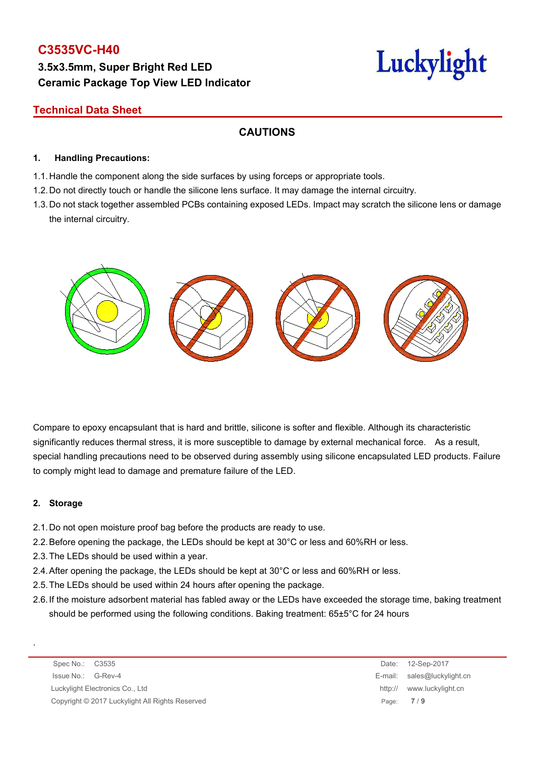## CAUTIONS

### 1. Handling Precautions:

1.1. Handle the component along the side surfaces by using forceps or appropriate tools.

1.2. Do not directly touch or handle the silicone lens surface. It may damage the internal circuitry.

1.3. Do not stack together assembled PCBs containing exposed LEDs. Impact may scratch the silicone lens or damage the internal circuitry.

Compare to epoxy encapsulant that is hard and brittle, silicone is softer and flexible. Although its characteristic significantly reduces thermal stress, it is more susceptible to damage by external mechanical force. As a result, special handling precautions need to be observed during assembly using silicone encapsulated LED products. Failure to comply might lead to damage and premature failure of the LED.

### 2. Storage

2.1. Do not open moisture proof bag before the products are ready to use.

2.2. Before opening the package, the LEDs should be kept at 30°C or less and 60%RH or less.

2.3. The LEDs should be used within a year.

2.4. After opening the package, the LEDs should be kept at 30°C or less and 60%RH or less.

2.5. The LEDs should be used within 24 hours after opening the package.

2.6. If the moisture adsorbent material has fabled away or the LEDs have exceeded the storage time, baking treatment should be performed using the following conditions. Baking treatment: 65±5°C for 24 hours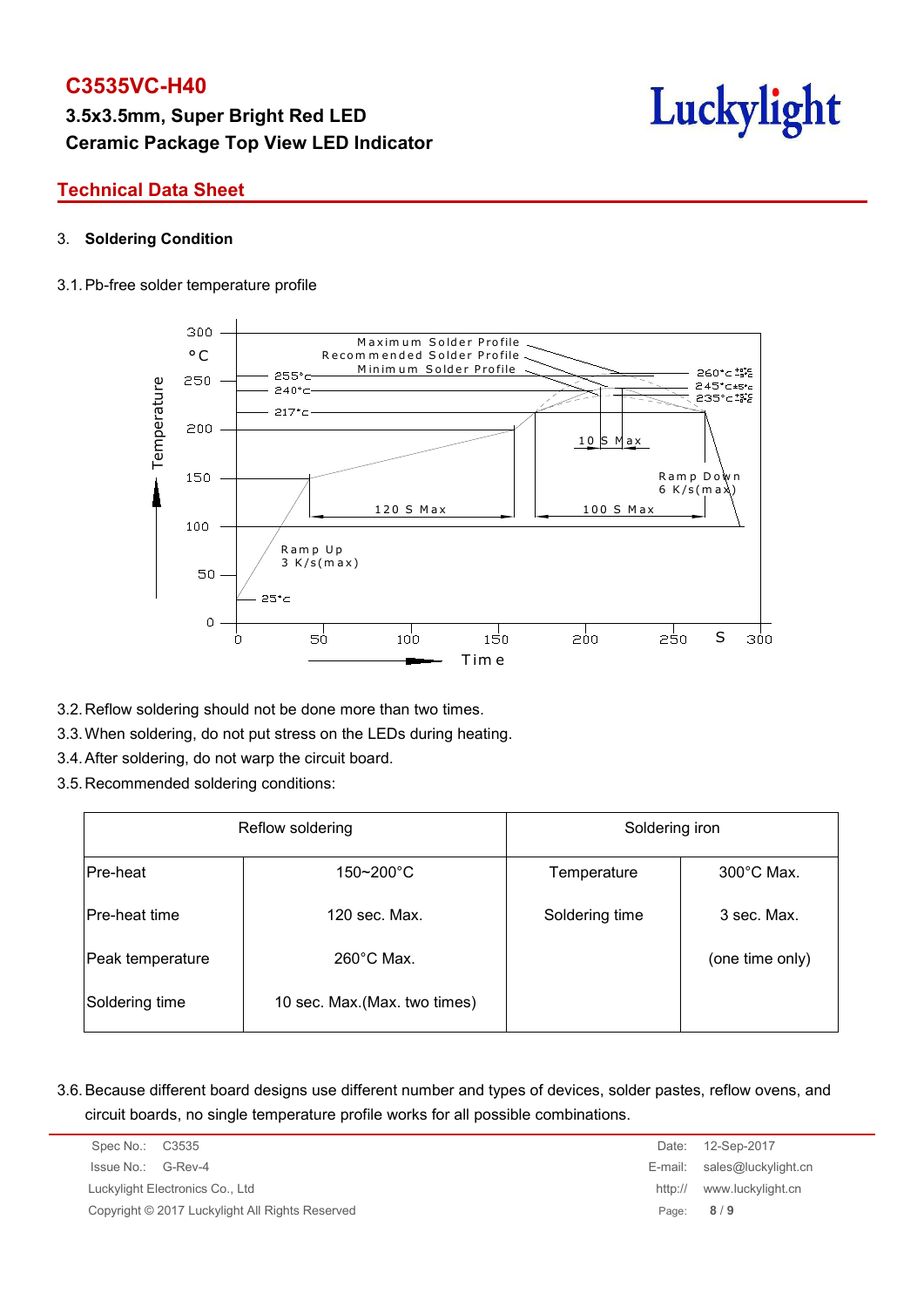## 3. Soldering Condition

3.1. Pb-free solder temperature profile

3.2. Reflow soldering should not be done more than two times.

3.3. When soldering, do not put stress on the LEDs during heating.

3.4. After soldering, do not warp the circuit board.

3.5. Recommended soldering conditions:

| Reflow soldering | | Soldering iron | |
|---|---|---|---|
| Pre-heat | 150~200°C | Temperature | 300°C Max. |
| Pre-heat time | 120 sec. Max. | Soldering time | 3 sec. Max. |
| Peak temperature | 260°C Max. | | (one time only) |
| Soldering time | 10 sec. Max.(Max. two times) | | |

3.6. Because different board designs use different number and types of devices, solder pastes, reflow ovens, and circuit boards, no single temperature profile works for all possible combinations.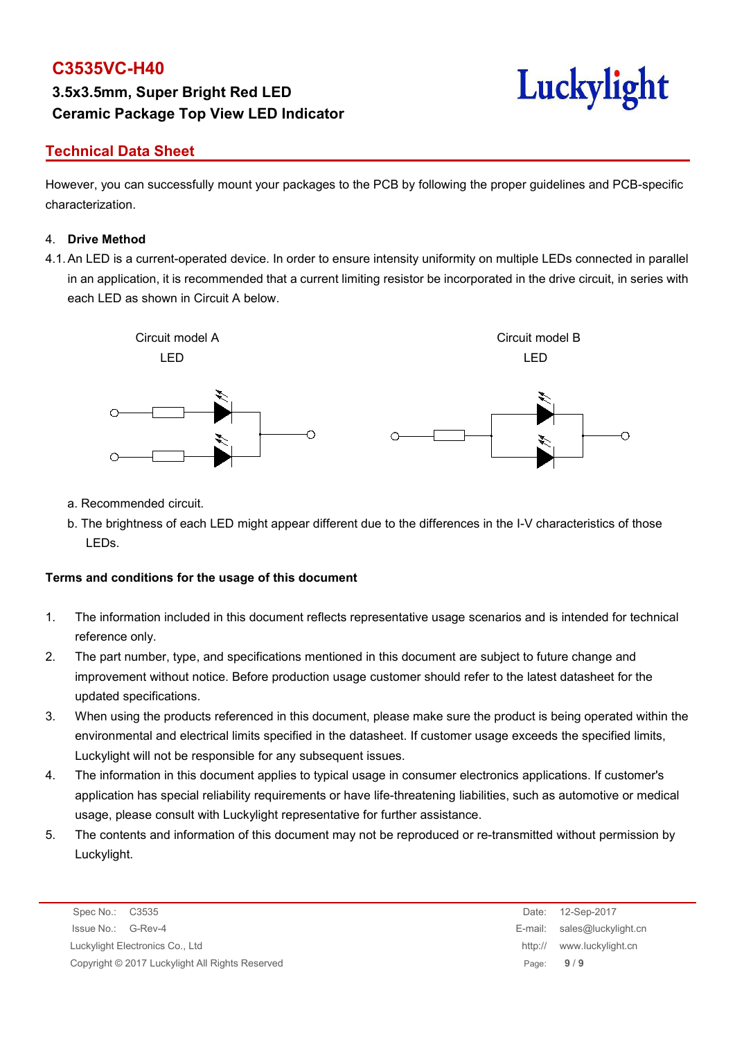However, you can successfully mount your packages to the PCB by following the proper guidelines and PCB-specific characterization.

4. **Drive Method**

4.1. An LED is a current-operated device. In order to ensure intensity uniformity on multiple LEDs connected in parallel in an application, it is recommended that a current limiting resistor be incorporated in the drive circuit, in series with each LED as shown in Circuit A below.

Circuit model A

LED

Circuit model B

LED

a. Recommended circuit.

b. The brightness of each LED might appear different due to the differences in the I-V characteristics of those LEDs.

**Terms and conditions for the usage of this document**

1. The information included in this document reflects representative usage scenarios and is intended for technical reference only.
2. The part number, type, and specifications mentioned in this document are subject to future change and improvement without notice. Before production usage customer should refer to the latest datasheet for the updated specifications.
3. When using the products referenced in this document, please make sure the product is being operated within the environmental and electrical limits specified in the datasheet. If customer usage exceeds the specified limits, Luckylight will not be responsible for any subsequent issues.
4. The information in this document applies to typical usage in consumer electronics applications. If customer's application has special reliability requirements or have life-threatening liabilities, such as automotive or medical usage, please consult with Luckylight representative for further assistance.
5. The contents and information of this document may not be reproduced or re-transmitted without permission by Luckylight.